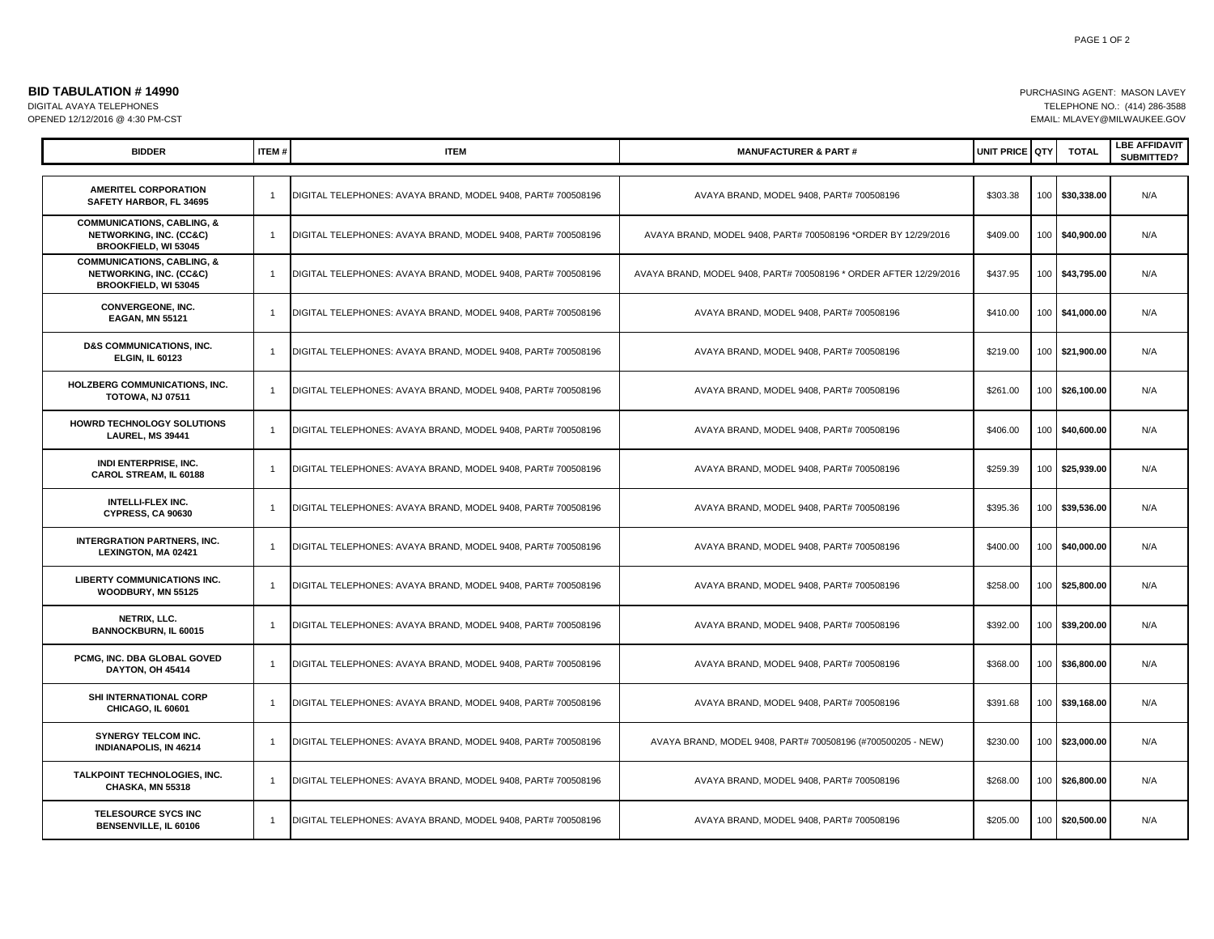**BID TABULATION # 14990**

DIGITAL AVAYA TELEPHONES

OPENED 12/12/2016 @ 4:30 PM-CST

PURCHASING AGENT: MASON LAVEY

TELEPHONE NO.: (414) 286-3588

EMAIL: MLAVEY@MILWAUKEE.GOV

| BIDDER | ITEM # | ITEM | MANUFACTURER & PART # | UNIT PRICE | QTY | TOTAL | LBE AFFIDAVIT SUBMITTED? |
|---|---|---|---|---|---|---|---|
| **AMERITEL CORPORATION SAFETY HARBOR, FL 34695** | 1 | DIGITAL TELEPHONES: AVAYA BRAND, MODEL 9408, PART# 700508196 | AVAYA BRAND, MODEL 9408, PART# 700508196 | $303.38 | 100 | **$30,338.00** | N/A |
| **COMMUNICATIONS, CABLING, & NETWORKING, INC. (CC&C) BROOKFIELD, WI 53045** | 1 | DIGITAL TELEPHONES: AVAYA BRAND, MODEL 9408, PART# 700508196 | AVAYA BRAND, MODEL 9408, PART# 700508196 *ORDER BY 12/29/2016 | $409.00 | 100 | **$40,900.00** | N/A |
| **COMMUNICATIONS, CABLING, & NETWORKING, INC. (CC&C) BROOKFIELD, WI 53045** | 1 | DIGITAL TELEPHONES: AVAYA BRAND, MODEL 9408, PART# 700508196 | AVAYA BRAND, MODEL 9408, PART# 700508196 * ORDER AFTER 12/29/2016 | $437.95 | 100 | **$43,795.00** | N/A |
| **CONVERGEONE, INC. EAGAN, MN 55121** | 1 | DIGITAL TELEPHONES: AVAYA BRAND, MODEL 9408, PART# 700508196 | AVAYA BRAND, MODEL 9408, PART# 700508196 | $410.00 | 100 | **$41,000.00** | N/A |
| **D&S COMMUNICATIONS, INC. ELGIN, IL 60123** | 1 | DIGITAL TELEPHONES: AVAYA BRAND, MODEL 9408, PART# 700508196 | AVAYA BRAND, MODEL 9408, PART# 700508196 | $219.00 | 100 | **$21,900.00** | N/A |
| **HOLZBERG COMMUNICATIONS, INC. TOTOWA, NJ 07511** | 1 | DIGITAL TELEPHONES: AVAYA BRAND, MODEL 9408, PART# 700508196 | AVAYA BRAND, MODEL 9408, PART# 700508196 | $261.00 | 100 | **$26,100.00** | N/A |
| **HOWRD TECHNOLOGY SOLUTIONS LAUREL, MS 39441** | 1 | DIGITAL TELEPHONES: AVAYA BRAND, MODEL 9408, PART# 700508196 | AVAYA BRAND, MODEL 9408, PART# 700508196 | $406.00 | 100 | **$40,600.00** | N/A |
| **INDI ENTERPRISE, INC. CAROL STREAM, IL 60188** | 1 | DIGITAL TELEPHONES: AVAYA BRAND, MODEL 9408, PART# 700508196 | AVAYA BRAND, MODEL 9408, PART# 700508196 | $259.39 | 100 | **$25,939.00** | N/A |
| **INTELLI-FLEX INC. CYPRESS, CA 90630** | 1 | DIGITAL TELEPHONES: AVAYA BRAND, MODEL 9408, PART# 700508196 | AVAYA BRAND, MODEL 9408, PART# 700508196 | $395.36 | 100 | **$39,536.00** | N/A |
| **INTERGRATION PARTNERS, INC. LEXINGTON, MA 02421** | 1 | DIGITAL TELEPHONES: AVAYA BRAND, MODEL 9408, PART# 700508196 | AVAYA BRAND, MODEL 9408, PART# 700508196 | $400.00 | 100 | **$40,000.00** | N/A |
| **LIBERTY COMMUNICATIONS INC. WOODBURY, MN 55125** | 1 | DIGITAL TELEPHONES: AVAYA BRAND, MODEL 9408, PART# 700508196 | AVAYA BRAND, MODEL 9408, PART# 700508196 | $258.00 | 100 | **$25,800.00** | N/A |
| **NETRIX, LLC. BANNOCKBURN, IL 60015** | 1 | DIGITAL TELEPHONES: AVAYA BRAND, MODEL 9408, PART# 700508196 | AVAYA BRAND, MODEL 9408, PART# 700508196 | $392.00 | 100 | **$39,200.00** | N/A |
| **PCMG, INC. DBA GLOBAL GOVED DAYTON, OH 45414** | 1 | DIGITAL TELEPHONES: AVAYA BRAND, MODEL 9408, PART# 700508196 | AVAYA BRAND, MODEL 9408, PART# 700508196 | $368.00 | 100 | **$36,800.00** | N/A |
| **SHI INTERNATIONAL CORP CHICAGO, IL 60601** | 1 | DIGITAL TELEPHONES: AVAYA BRAND, MODEL 9408, PART# 700508196 | AVAYA BRAND, MODEL 9408, PART# 700508196 | $391.68 | 100 | **$39,168.00** | N/A |
| **SYNERGY TELCOM INC. INDIANAPOLIS, IN 46214** | 1 | DIGITAL TELEPHONES: AVAYA BRAND, MODEL 9408, PART# 700508196 | AVAYA BRAND, MODEL 9408, PART# 700508196 (#700500205 - NEW) | $230.00 | 100 | **$23,000.00** | N/A |
| **TALKPOINT TECHNOLOGIES, INC. CHASKA, MN 55318** | 1 | DIGITAL TELEPHONES: AVAYA BRAND, MODEL 9408, PART# 700508196 | AVAYA BRAND, MODEL 9408, PART# 700508196 | $268.00 | 100 | **$26,800.00** | N/A |
| **TELESOURCE SYCS INC BENSENVILLE, IL 60106** | 1 | DIGITAL TELEPHONES: AVAYA BRAND, MODEL 9408, PART# 700508196 | AVAYA BRAND, MODEL 9408, PART# 700508196 | $205.00 | 100 | **$20,500.00** | N/A |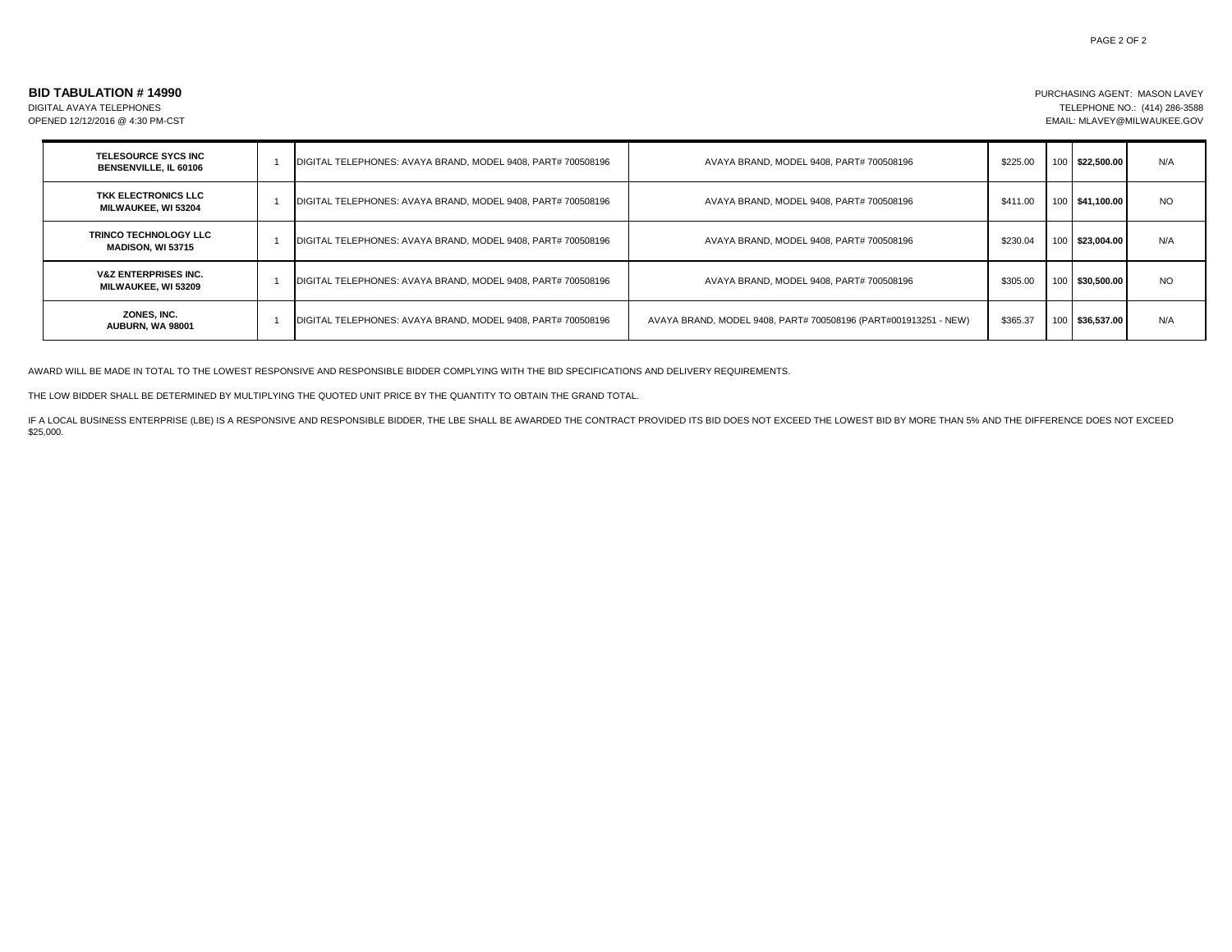**BID TABULATION # 14990**

DIGITAL AVAYA TELEPHONES

OPENED 12/12/2016 @ 4:30 PM-CST

PURCHASING AGENT: MASON LAVEY

TELEPHONE NO.: (414) 286-3588

EMAIL: MLAVEY@MILWAUKEE.GOV

| | | | | | | | |
|---|---|---|---|---|---|---|---|
| **TELESOURCE SYCS INC**<br>**BENSENVILLE, IL 60106** | 1 | DIGITAL TELEPHONES: AVAYA BRAND, MODEL 9408, PART# 700508196 | AVAYA BRAND, MODEL 9408, PART# 700508196 | $225.00 | 100 | **$22,500.00** | N/A |
| **TKK ELECTRONICS LLC**<br>**MILWAUKEE, WI 53204** | 1 | DIGITAL TELEPHONES: AVAYA BRAND, MODEL 9408, PART# 700508196 | AVAYA BRAND, MODEL 9408, PART# 700508196 | $411.00 | 100 | **$41,100.00** | NO |
| **TRINCO TECHNOLOGY LLC**<br>**MADISON, WI 53715** | 1 | DIGITAL TELEPHONES: AVAYA BRAND, MODEL 9408, PART# 700508196 | AVAYA BRAND, MODEL 9408, PART# 700508196 | $230.04 | 100 | **$23,004.00** | N/A |
| **V&Z ENTERPRISES INC.**<br>**MILWAUKEE, WI 53209** | 1 | DIGITAL TELEPHONES: AVAYA BRAND, MODEL 9408, PART# 700508196 | AVAYA BRAND, MODEL 9408, PART# 700508196 | $305.00 | 100 | **$30,500.00** | NO |
| **ZONES, INC.**<br>**AUBURN, WA 98001** | 1 | DIGITAL TELEPHONES: AVAYA BRAND, MODEL 9408, PART# 700508196 | AVAYA BRAND, MODEL 9408, PART# 700508196 (PART#001913251 - NEW) | $365.37 | 100 | **$36,537.00** | N/A |

AWARD WILL BE MADE IN TOTAL TO THE LOWEST RESPONSIVE AND RESPONSIBLE BIDDER COMPLYING WITH THE BID SPECIFICATIONS AND DELIVERY REQUIREMENTS.

THE LOW BIDDER SHALL BE DETERMINED BY MULTIPLYING THE QUOTED UNIT PRICE BY THE QUANTITY TO OBTAIN THE GRAND TOTAL.

IF A LOCAL BUSINESS ENTERPRISE (LBE) IS A RESPONSIVE AND RESPONSIBLE BIDDER, THE LBE SHALL BE AWARDED THE CONTRACT PROVIDED ITS BID DOES NOT EXCEED THE LOWEST BID BY MORE THAN 5% AND THE DIFFERENCE DOES NOT EXCEED $25,000.